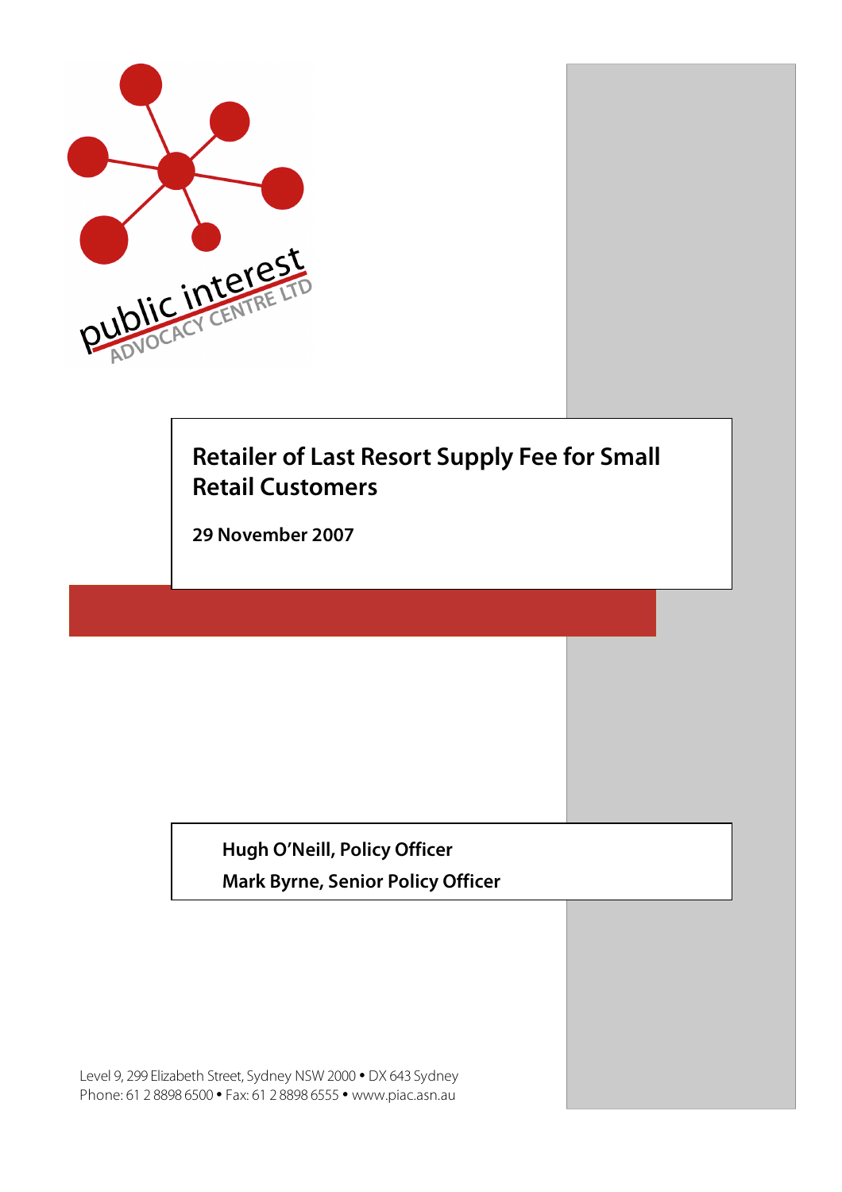public interest ADVOCACY CENTRE LTD

# Retailer of Last Resort Supply Fee for Small Retail Customers

**29 November 2007**

**Hugh O'Neill, Policy Officer**

**Mark Byrne, Senior Policy Officer**

Level 9, 299 Elizabeth Street, Sydney NSW 2000 • DX 643 Sydney
Phone: 61 2 8898 6500 • Fax: 61 2 8898 6555 • www.piac.asn.au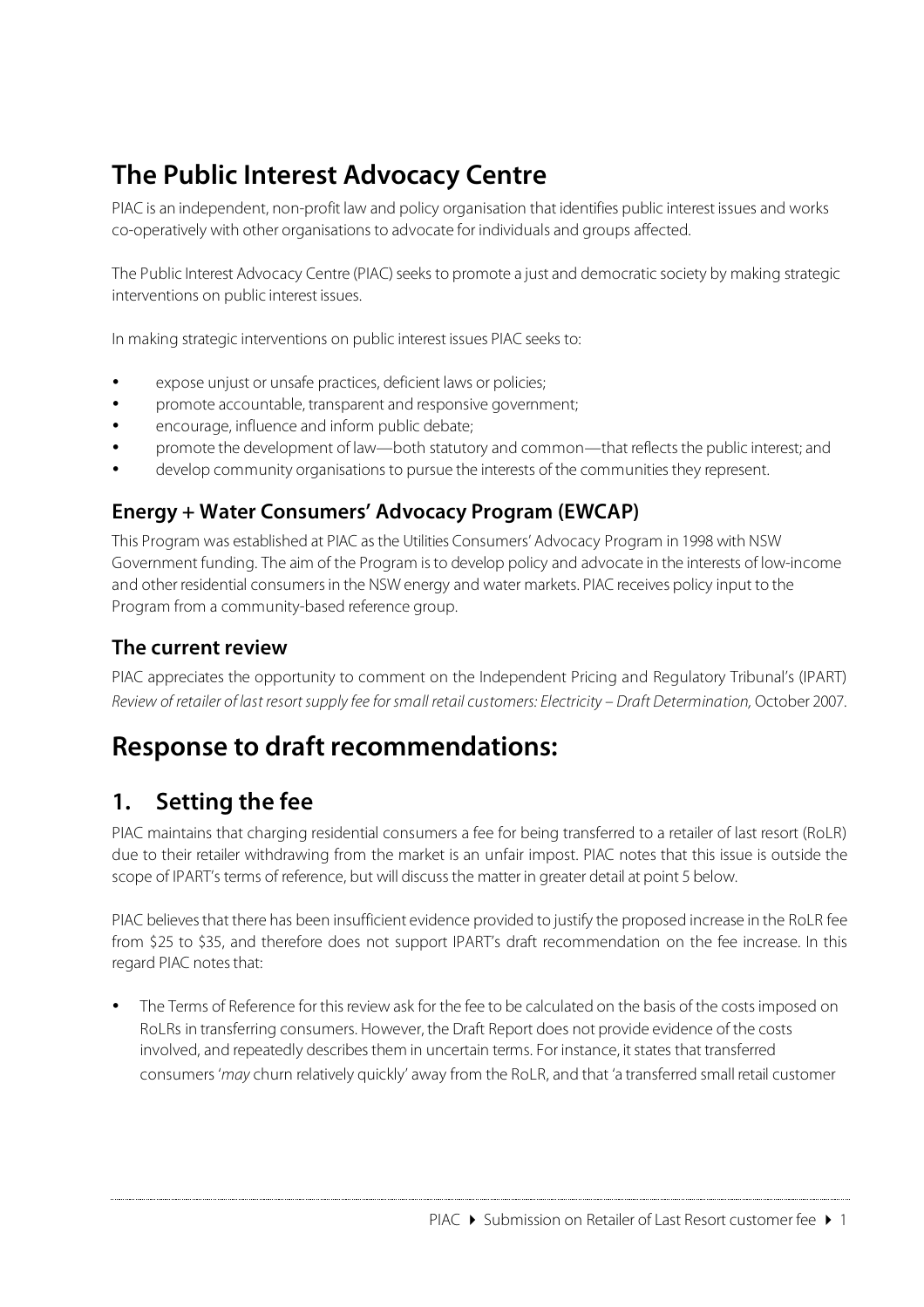# The Public Interest Advocacy Centre

PIAC is an independent, non-profit law and policy organisation that identifies public interest issues and works co-operatively with other organisations to advocate for individuals and groups affected.

The Public Interest Advocacy Centre (PIAC) seeks to promote a just and democratic society by making strategic interventions on public interest issues.

In making strategic interventions on public interest issues PIAC seeks to:

- expose unjust or unsafe practices, deficient laws or policies;
- promote accountable, transparent and responsive government;
- encourage, influence and inform public debate;
- promote the development of law—both statutory and common—that reflects the public interest; and
- develop community organisations to pursue the interests of the communities they represent.

## Energy + Water Consumers' Advocacy Program (EWCAP)

This Program was established at PIAC as the Utilities Consumers' Advocacy Program in 1998 with NSW Government funding. The aim of the Program is to develop policy and advocate in the interests of low-income and other residential consumers in the NSW energy and water markets. PIAC receives policy input to the Program from a community-based reference group.

## The current review

PIAC appreciates the opportunity to comment on the Independent Pricing and Regulatory Tribunal's (IPART) *Review of retailer of last resort supply fee for small retail customers: Electricity – Draft Determination,* October 2007.

# Response to draft recommendations:

## 1. Setting the fee

PIAC maintains that charging residential consumers a fee for being transferred to a retailer of last resort (RoLR) due to their retailer withdrawing from the market is an unfair impost. PIAC notes that this issue is outside the scope of IPART's terms of reference, but will discuss the matter in greater detail at point 5 below.

PIAC believes that there has been insufficient evidence provided to justify the proposed increase in the RoLR fee from $25 to $35, and therefore does not support IPART's draft recommendation on the fee increase. In this regard PIAC notes that:

- The Terms of Reference for this review ask for the fee to be calculated on the basis of the costs imposed on RoLRs in transferring consumers. However, the Draft Report does not provide evidence of the costs involved, and repeatedly describes them in uncertain terms. For instance, it states that transferred consumers '*may* churn relatively quickly' away from the RoLR, and that 'a transferred small retail customer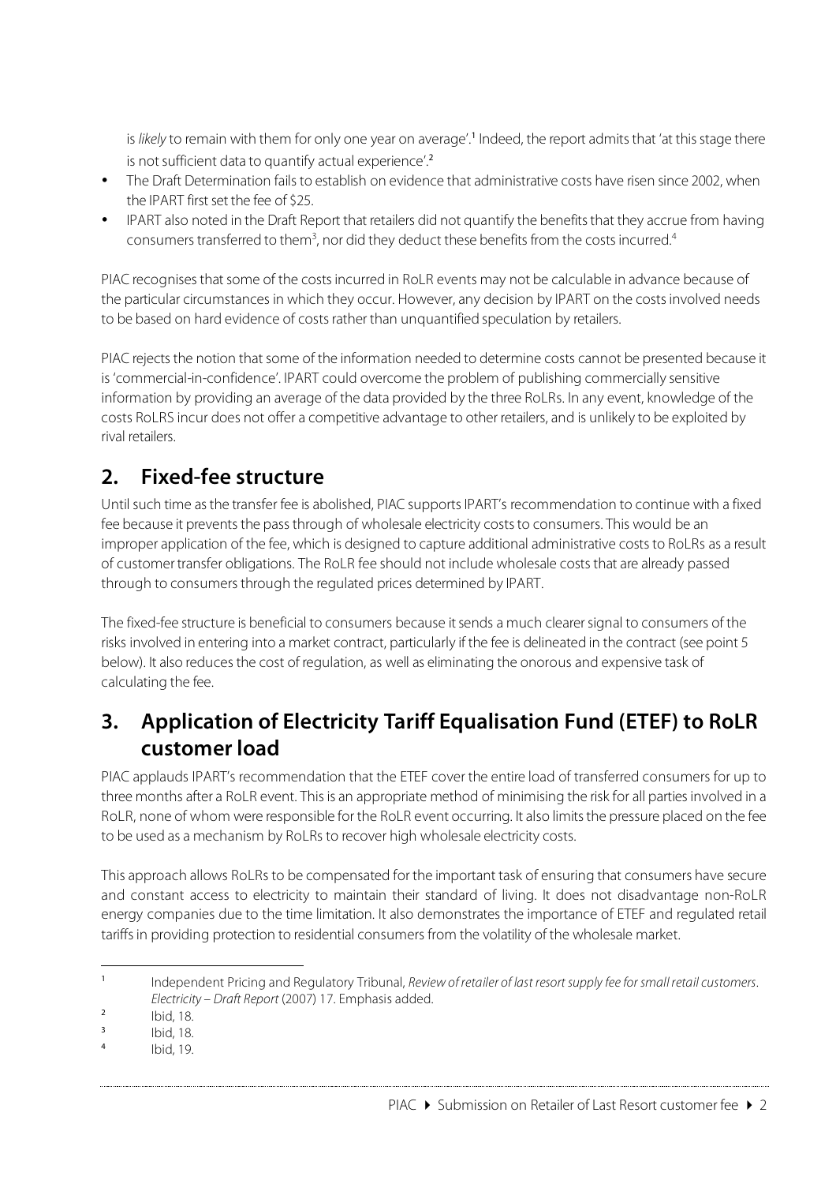is *likely* to remain with them for only one year on average'.[1] Indeed, the report admits that 'at this stage there is not sufficient data to quantify actual experience'.[2]

- The Draft Determination fails to establish on evidence that administrative costs have risen since 2002, when the IPART first set the fee of $25.
- IPART also noted in the Draft Report that retailers did not quantify the benefits that they accrue from having consumers transferred to them[3], nor did they deduct these benefits from the costs incurred.[4]

PIAC recognises that some of the costs incurred in RoLR events may not be calculable in advance because of the particular circumstances in which they occur. However, any decision by IPART on the costs involved needs to be based on hard evidence of costs rather than unquantified speculation by retailers.

PIAC rejects the notion that some of the information needed to determine costs cannot be presented because it is 'commercial-in-confidence'. IPART could overcome the problem of publishing commercially sensitive information by providing an average of the data provided by the three RoLRs. In any event, knowledge of the costs RoLRS incur does not offer a competitive advantage to other retailers, and is unlikely to be exploited by rival retailers.

## 2. Fixed-fee structure

Until such time as the transfer fee is abolished, PIAC supports IPART's recommendation to continue with a fixed fee because it prevents the pass through of wholesale electricity costs to consumers. This would be an improper application of the fee, which is designed to capture additional administrative costs to RoLRs as a result of customer transfer obligations. The RoLR fee should not include wholesale costs that are already passed through to consumers through the regulated prices determined by IPART.

The fixed-fee structure is beneficial to consumers because it sends a much clearer signal to consumers of the risks involved in entering into a market contract, particularly if the fee is delineated in the contract (see point 5 below). It also reduces the cost of regulation, as well as eliminating the onorous and expensive task of calculating the fee.

## 3. Application of Electricity Tariff Equalisation Fund (ETEF) to RoLR customer load

PIAC applauds IPART's recommendation that the ETEF cover the entire load of transferred consumers for up to three months after a RoLR event. This is an appropriate method of minimising the risk for all parties involved in a RoLR, none of whom were responsible for the RoLR event occurring. It also limits the pressure placed on the fee to be used as a mechanism by RoLRs to recover high wholesale electricity costs.

This approach allows RoLRs to be compensated for the important task of ensuring that consumers have secure and constant access to electricity to maintain their standard of living. It does not disadvantage non-RoLR energy companies due to the time limitation. It also demonstrates the importance of ETEF and regulated retail tariffs in providing protection to residential consumers from the volatility of the wholesale market.

---

[1] Independent Pricing and Regulatory Tribunal, *Review of retailer of last resort supply fee for small retail customers. Electricity – Draft Report* (2007) 17. Emphasis added.

[2] Ibid, 18.

[3] Ibid, 18.

[4] Ibid, 19.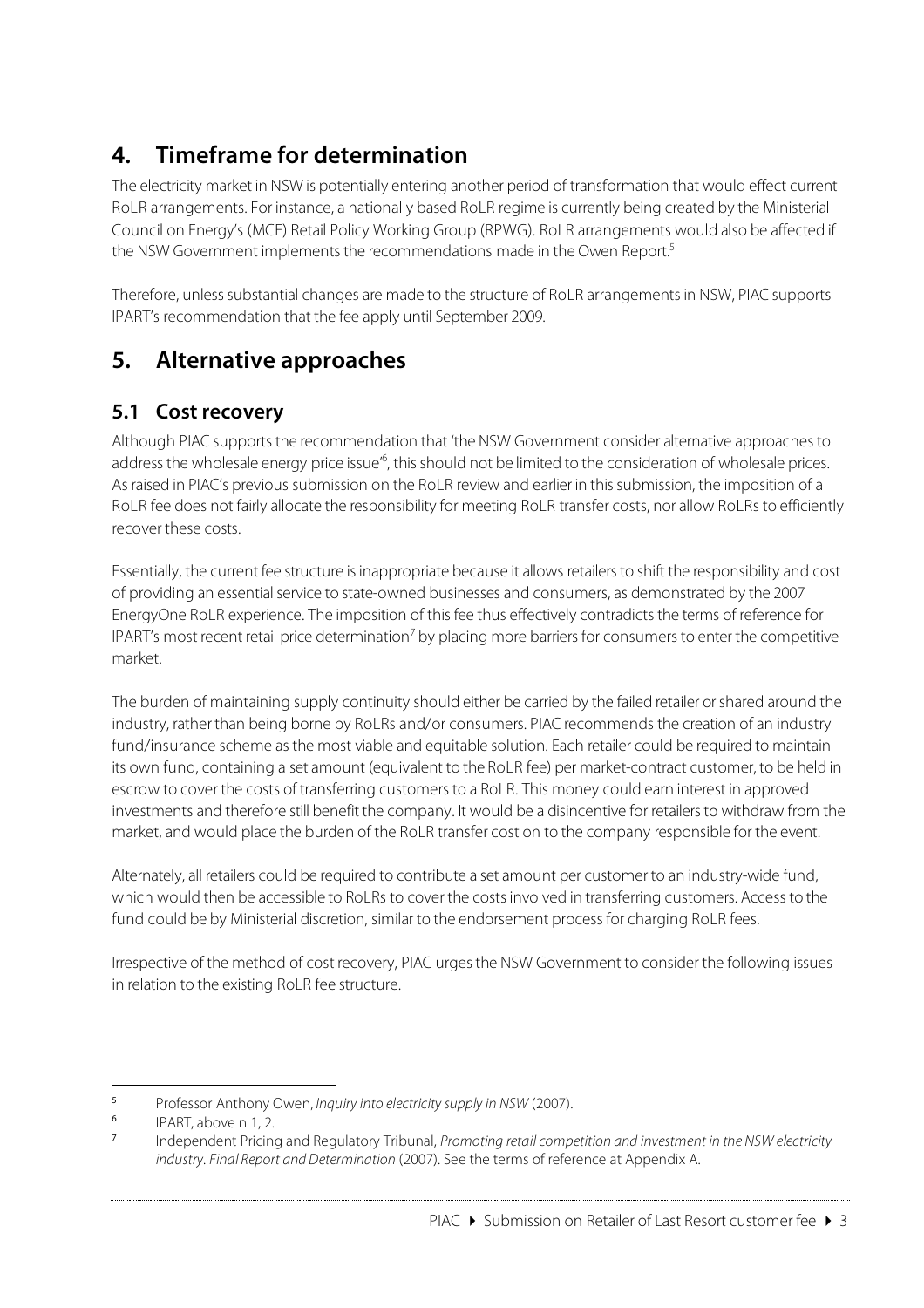# 4. Timeframe for determination

The electricity market in NSW is potentially entering another period of transformation that would effect current RoLR arrangements. For instance, a nationally based RoLR regime is currently being created by the Ministerial Council on Energy's (MCE) Retail Policy Working Group (RPWG). RoLR arrangements would also be affected if the NSW Government implements the recommendations made in the Owen Report.[5]

Therefore, unless substantial changes are made to the structure of RoLR arrangements in NSW, PIAC supports IPART's recommendation that the fee apply until September 2009.

# 5. Alternative approaches

## 5.1 Cost recovery

Although PIAC supports the recommendation that 'the NSW Government consider alternative approaches to address the wholesale energy price issue'[6], this should not be limited to the consideration of wholesale prices. As raised in PIAC's previous submission on the RoLR review and earlier in this submission, the imposition of a RoLR fee does not fairly allocate the responsibility for meeting RoLR transfer costs, nor allow RoLRs to efficiently recover these costs.

Essentially, the current fee structure is inappropriate because it allows retailers to shift the responsibility and cost of providing an essential service to state-owned businesses and consumers, as demonstrated by the 2007 EnergyOne RoLR experience. The imposition of this fee thus effectively contradicts the terms of reference for IPART's most recent retail price determination[7] by placing more barriers for consumers to enter the competitive market.

The burden of maintaining supply continuity should either be carried by the failed retailer or shared around the industry, rather than being borne by RoLRs and/or consumers. PIAC recommends the creation of an industry fund/insurance scheme as the most viable and equitable solution. Each retailer could be required to maintain its own fund, containing a set amount (equivalent to the RoLR fee) per market-contract customer, to be held in escrow to cover the costs of transferring customers to a RoLR. This money could earn interest in approved investments and therefore still benefit the company. It would be a disincentive for retailers to withdraw from the market, and would place the burden of the RoLR transfer cost on to the company responsible for the event.

Alternately, all retailers could be required to contribute a set amount per customer to an industry-wide fund, which would then be accessible to RoLRs to cover the costs involved in transferring customers. Access to the fund could be by Ministerial discretion, similar to the endorsement process for charging RoLR fees.

Irrespective of the method of cost recovery, PIAC urges the NSW Government to consider the following issues in relation to the existing RoLR fee structure.

---

[5] Professor Anthony Owen, *Inquiry into electricity supply in NSW* (2007).

[6] IPART, above n 1, 2.

[7] Independent Pricing and Regulatory Tribunal, *Promoting retail competition and investment in the NSW electricity industry*. *Final Report and Determination* (2007). See the terms of reference at Appendix A.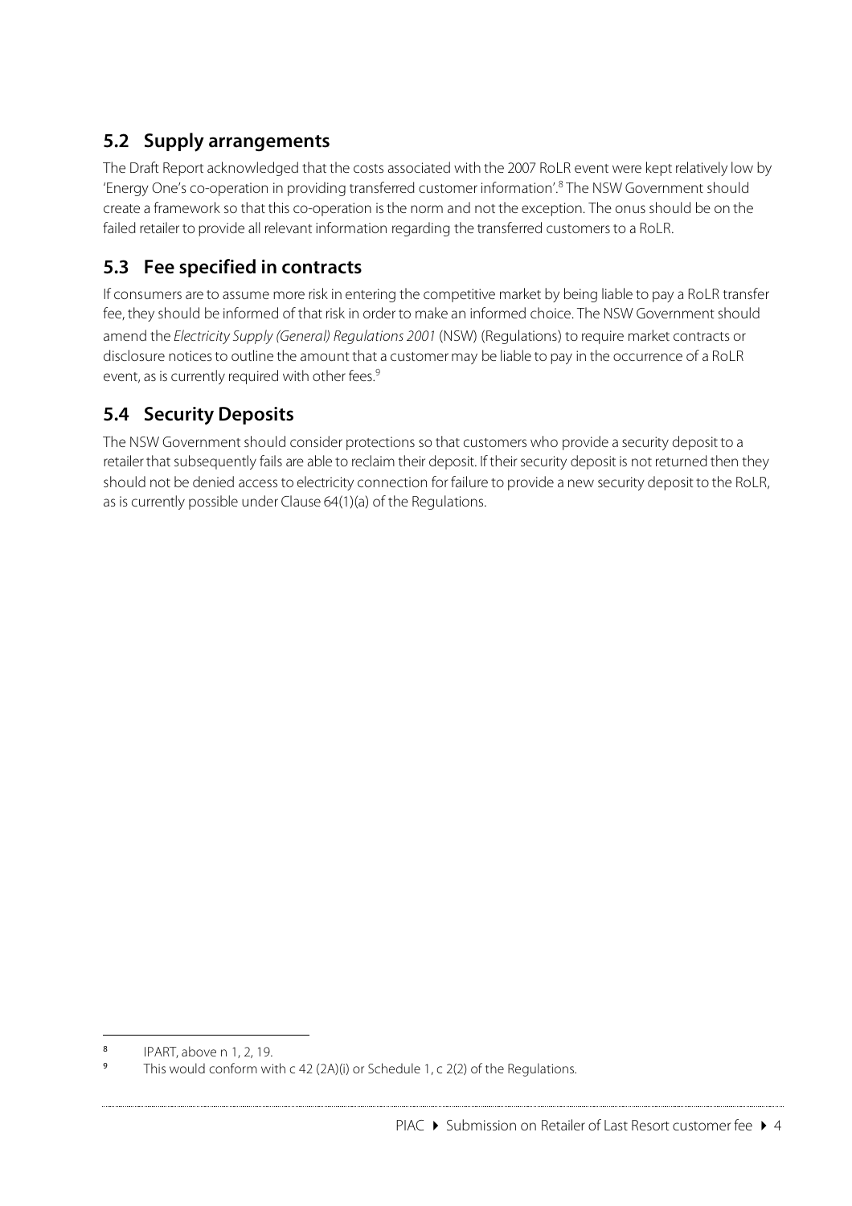## 5.2 Supply arrangements

The Draft Report acknowledged that the costs associated with the 2007 RoLR event were kept relatively low by 'Energy One's co-operation in providing transferred customer information'.[8] The NSW Government should create a framework so that this co-operation is the norm and not the exception. The onus should be on the failed retailer to provide all relevant information regarding the transferred customers to a RoLR.

## 5.3 Fee specified in contracts

If consumers are to assume more risk in entering the competitive market by being liable to pay a RoLR transfer fee, they should be informed of that risk in order to make an informed choice. The NSW Government should amend the *Electricity Supply (General) Regulations 2001* (NSW) (Regulations) to require market contracts or disclosure notices to outline the amount that a customer may be liable to pay in the occurrence of a RoLR event, as is currently required with other fees.[9]

## 5.4 Security Deposits

The NSW Government should consider protections so that customers who provide a security deposit to a retailer that subsequently fails are able to reclaim their deposit. If their security deposit is not returned then they should not be denied access to electricity connection for failure to provide a new security deposit to the RoLR, as is currently possible under Clause 64(1)(a) of the Regulations.

---

[8] IPART, above n 1, 2, 19.

[9] This would conform with c 42 (2A)(i) or Schedule 1, c 2(2) of the Regulations.